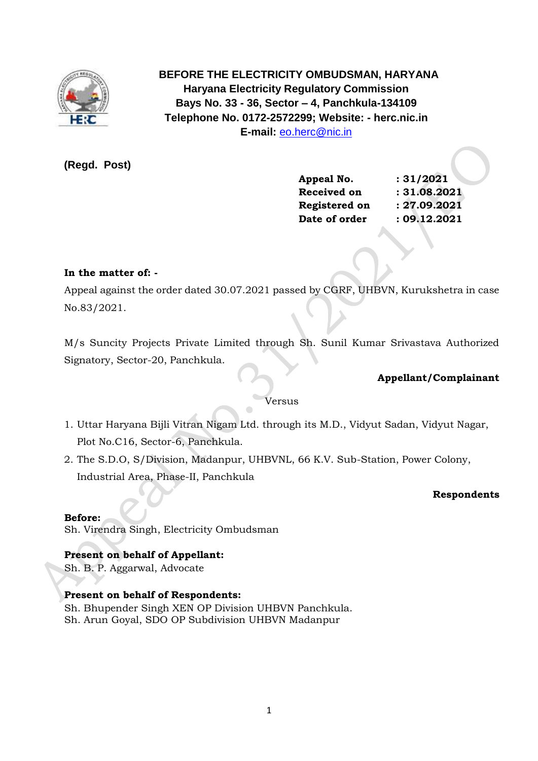**BEFORE THE ELECTRICITY OMBUDSMAN, HARYANA**
**Haryana Electricity Regulatory Commission**
**Bays No. 33 - 36, Sector – 4, Panchkula-134109**
**Telephone No. 0172-2572299; Website: - herc.nic.in**
**E-mail:** eo.herc@nic.in

**(Regd. Post)**

| | |
|---|---|
| **Appeal No.** | **: 31/2021** |
| **Received on** | **: 31.08.2021** |
| **Registered on** | **: 27.09.2021** |
| **Date of order** | **: 09.12.2021** |

**In the matter of: -**

Appeal against the order dated 30.07.2021 passed by CGRF, UHBVN, Kurukshetra in case No.83/2021.

M/s Suncity Projects Private Limited through Sh. Sunil Kumar Srivastava Authorized Signatory, Sector-20, Panchkula.

**Appellant/Complainant**

Versus

1. Uttar Haryana Bijli Vitran Nigam Ltd. through its M.D., Vidyut Sadan, Vidyut Nagar, Plot No.C16, Sector-6, Panchkula.
2. The S.D.O, S/Division, Madanpur, UHBVNL, 66 K.V. Sub-Station, Power Colony, Industrial Area, Phase-II, Panchkula

**Respondents**

**Before:**
Sh. Virendra Singh, Electricity Ombudsman

**Present on behalf of Appellant:**
Sh. B. P. Aggarwal, Advocate

**Present on behalf of Respondents:**
Sh. Bhupender Singh XEN OP Division UHBVN Panchkula.
Sh. Arun Goyal, SDO OP Subdivision UHBVN Madanpur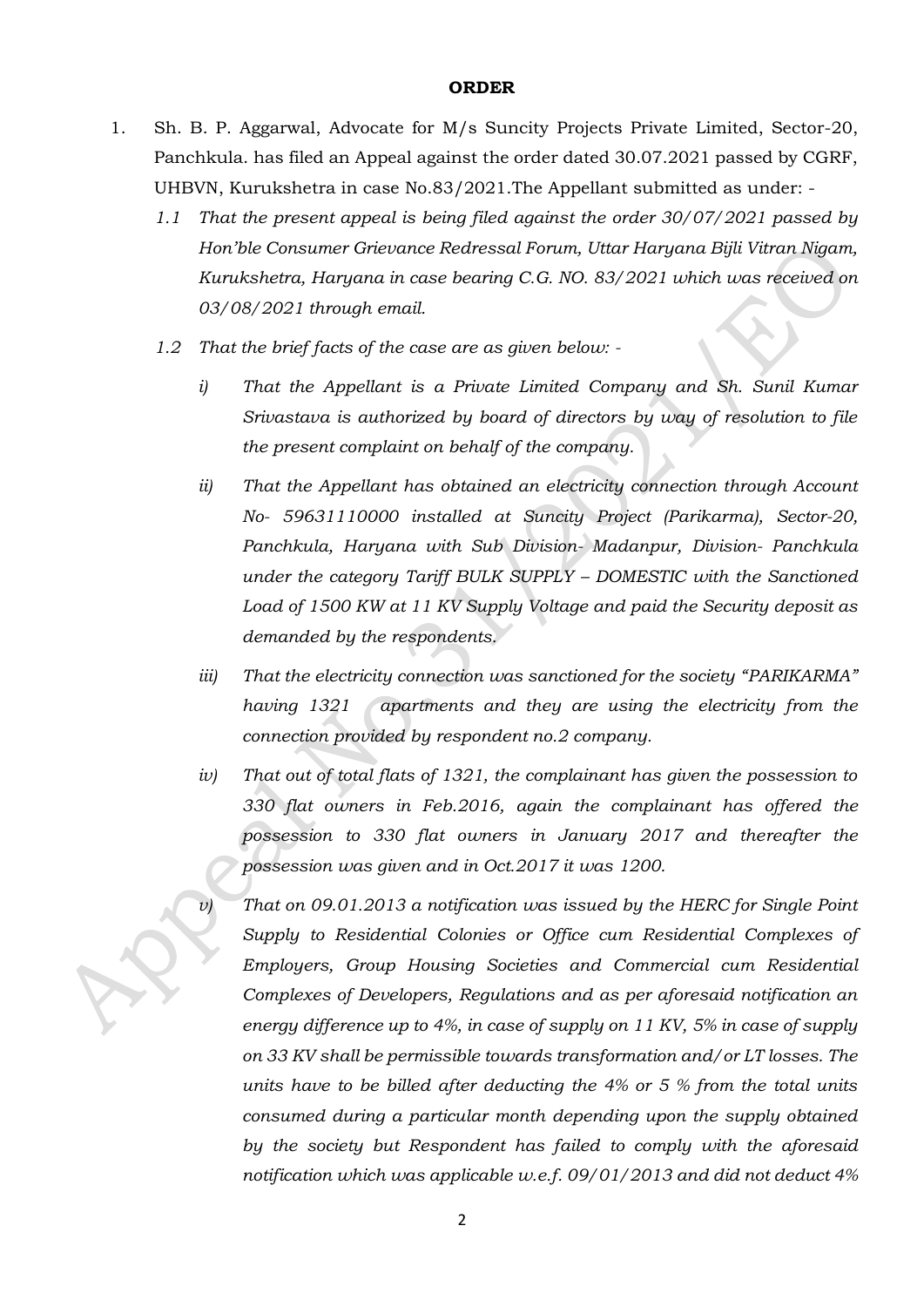**ORDER**

1. Sh. B. P. Aggarwal, Advocate for M/s Suncity Projects Private Limited, Sector-20, Panchkula. has filed an Appeal against the order dated 30.07.2021 passed by CGRF, UHBVN, Kurukshetra in case No.83/2021.The Appellant submitted as under: -

   *1.1 That the present appeal is being filed against the order 30/07/2021 passed by Hon'ble Consumer Grievance Redressal Forum, Uttar Haryana Bijli Vitran Nigam, Kurukshetra, Haryana in case bearing C.G. NO. 83/2021 which was received on 03/08/2021 through email.*

   *1.2 That the brief facts of the case are as given below: -*

   - *i) That the Appellant is a Private Limited Company and Sh. Sunil Kumar Srivastava is authorized by board of directors by way of resolution to file the present complaint on behalf of the company.*
   - *ii) That the Appellant has obtained an electricity connection through Account No- 59631110000 installed at Suncity Project (Parikarma), Sector-20, Panchkula, Haryana with Sub Division- Madanpur, Division- Panchkula under the category Tariff BULK SUPPLY – DOMESTIC with the Sanctioned Load of 1500 KW at 11 KV Supply Voltage and paid the Security deposit as demanded by the respondents.*
   - *iii) That the electricity connection was sanctioned for the society "PARIKARMA" having 1321 apartments and they are using the electricity from the connection provided by respondent no.2 company.*
   - *iv) That out of total flats of 1321, the complainant has given the possession to 330 flat owners in Feb.2016, again the complainant has offered the possession to 330 flat owners in January 2017 and thereafter the possession was given and in Oct.2017 it was 1200.*
   - *v) That on 09.01.2013 a notification was issued by the HERC for Single Point Supply to Residential Colonies or Office cum Residential Complexes of Employers, Group Housing Societies and Commercial cum Residential Complexes of Developers, Regulations and as per aforesaid notification an energy difference up to 4%, in case of supply on 11 KV, 5% in case of supply on 33 KV shall be permissible towards transformation and/or LT losses. The units have to be billed after deducting the 4% or 5 % from the total units consumed during a particular month depending upon the supply obtained by the society but Respondent has failed to comply with the aforesaid notification which was applicable w.e.f. 09/01/2013 and did not deduct 4%*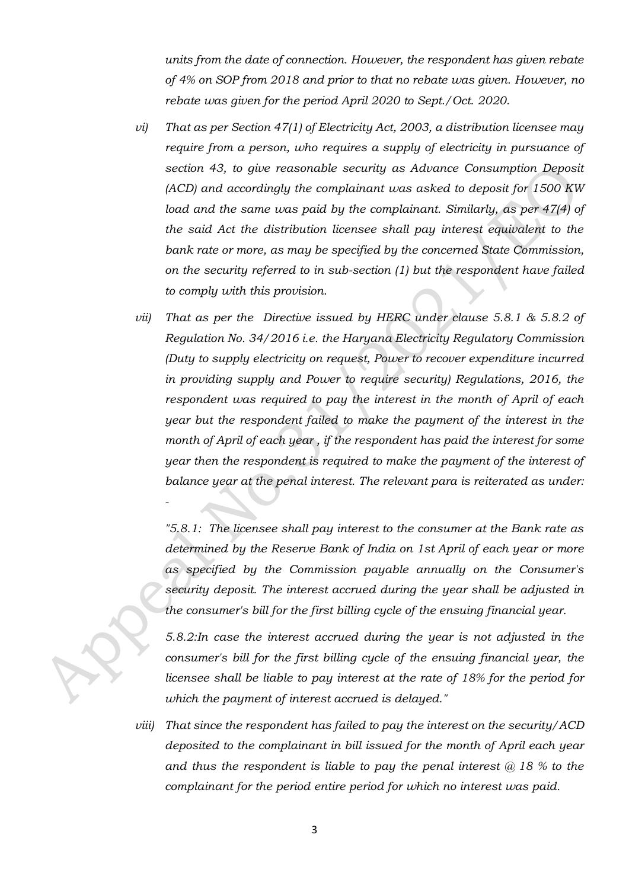*units from the date of connection. However, the respondent has given rebate of 4% on SOP from 2018 and prior to that no rebate was given. However, no rebate was given for the period April 2020 to Sept./Oct. 2020.*

*vi) That as per Section 47(1) of Electricity Act, 2003, a distribution licensee may require from a person, who requires a supply of electricity in pursuance of section 43, to give reasonable security as Advance Consumption Deposit (ACD) and accordingly the complainant was asked to deposit for 1500 KW load and the same was paid by the complainant. Similarly, as per 47(4) of the said Act the distribution licensee shall pay interest equivalent to the bank rate or more, as may be specified by the concerned State Commission, on the security referred to in sub-section (1) but the respondent have failed to comply with this provision.*

*vii) That as per the Directive issued by HERC under clause 5.8.1 & 5.8.2 of Regulation No. 34/2016 i.e. the Haryana Electricity Regulatory Commission (Duty to supply electricity on request, Power to recover expenditure incurred in providing supply and Power to require security) Regulations, 2016, the respondent was required to pay the interest in the month of April of each year but the respondent failed to make the payment of the interest in the month of April of each year , if the respondent has paid the interest for some year then the respondent is required to make the payment of the interest of balance year at the penal interest. The relevant para is reiterated as under: -*

*"5.8.1: The licensee shall pay interest to the consumer at the Bank rate as determined by the Reserve Bank of India on 1st April of each year or more as specified by the Commission payable annually on the Consumer's security deposit. The interest accrued during the year shall be adjusted in the consumer's bill for the first billing cycle of the ensuing financial year.*

*5.8.2:In case the interest accrued during the year is not adjusted in the consumer's bill for the first billing cycle of the ensuing financial year, the licensee shall be liable to pay interest at the rate of 18% for the period for which the payment of interest accrued is delayed."*

*viii) That since the respondent has failed to pay the interest on the security/ACD deposited to the complainant in bill issued for the month of April each year and thus the respondent is liable to pay the penal interest @ 18 % to the complainant for the period entire period for which no interest was paid.*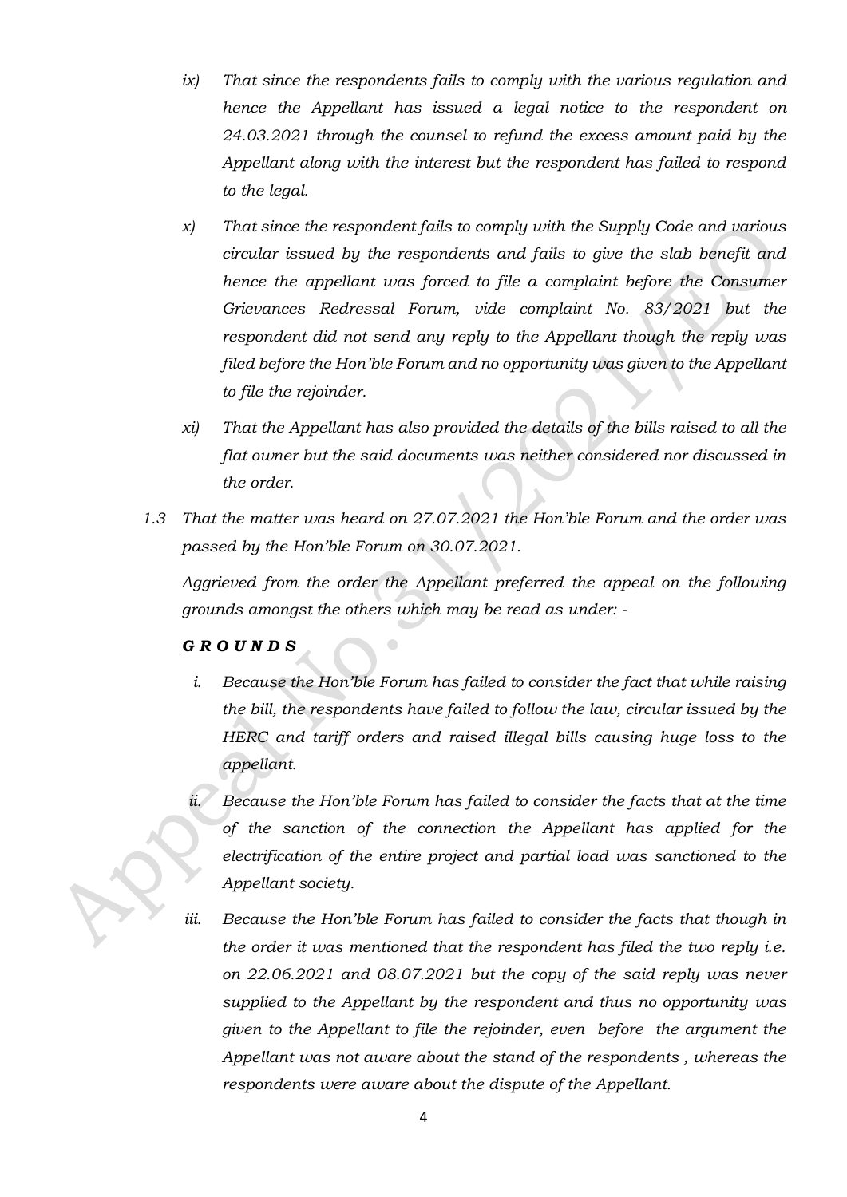*ix) That since the respondents fails to comply with the various regulation and hence the Appellant has issued a legal notice to the respondent on 24.03.2021 through the counsel to refund the excess amount paid by the Appellant along with the interest but the respondent has failed to respond to the legal.*

*x) That since the respondent fails to comply with the Supply Code and various circular issued by the respondents and fails to give the slab benefit and hence the appellant was forced to file a complaint before the Consumer Grievances Redressal Forum, vide complaint No. 83/2021 but the respondent did not send any reply to the Appellant though the reply was filed before the Hon'ble Forum and no opportunity was given to the Appellant to file the rejoinder.*

*xi) That the Appellant has also provided the details of the bills raised to all the flat owner but the said documents was neither considered nor discussed in the order.*

*1.3 That the matter was heard on 27.07.2021 the Hon'ble Forum and the order was passed by the Hon'ble Forum on 30.07.2021.*

*Aggrieved from the order the Appellant preferred the appeal on the following grounds amongst the others which may be read as under: -*

***G R O U N D S***

*i. Because the Hon'ble Forum has failed to consider the fact that while raising the bill, the respondents have failed to follow the law, circular issued by the HERC and tariff orders and raised illegal bills causing huge loss to the appellant.*

*ii. Because the Hon'ble Forum has failed to consider the facts that at the time of the sanction of the connection the Appellant has applied for the electrification of the entire project and partial load was sanctioned to the Appellant society.*

*iii. Because the Hon'ble Forum has failed to consider the facts that though in the order it was mentioned that the respondent has filed the two reply i.e. on 22.06.2021 and 08.07.2021 but the copy of the said reply was never supplied to the Appellant by the respondent and thus no opportunity was given to the Appellant to file the rejoinder, even before the argument the Appellant was not aware about the stand of the respondents , whereas the respondents were aware about the dispute of the Appellant.*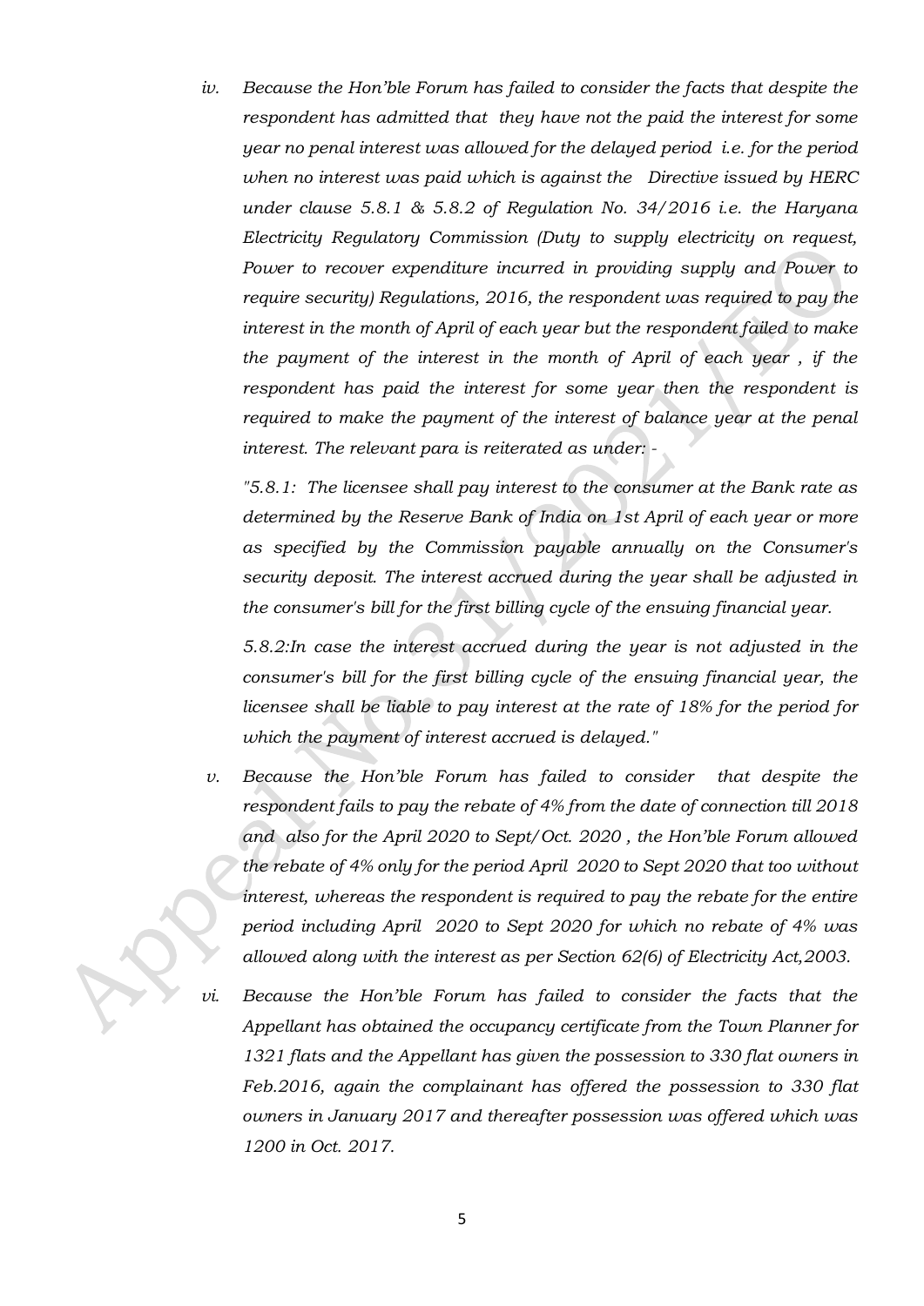iv. *Because the Hon'ble Forum has failed to consider the facts that despite the respondent has admitted that they have not the paid the interest for some year no penal interest was allowed for the delayed period i.e. for the period when no interest was paid which is against the Directive issued by HERC under clause 5.8.1 & 5.8.2 of Regulation No. 34/2016 i.e. the Haryana Electricity Regulatory Commission (Duty to supply electricity on request, Power to recover expenditure incurred in providing supply and Power to require security) Regulations, 2016, the respondent was required to pay the interest in the month of April of each year but the respondent failed to make the payment of the interest in the month of April of each year , if the respondent has paid the interest for some year then the respondent is required to make the payment of the interest of balance year at the penal interest. The relevant para is reiterated as under: -*

   *"5.8.1: The licensee shall pay interest to the consumer at the Bank rate as determined by the Reserve Bank of India on 1st April of each year or more as specified by the Commission payable annually on the Consumer's security deposit. The interest accrued during the year shall be adjusted in the consumer's bill for the first billing cycle of the ensuing financial year.*

   *5.8.2:In case the interest accrued during the year is not adjusted in the consumer's bill for the first billing cycle of the ensuing financial year, the licensee shall be liable to pay interest at the rate of 18% for the period for which the payment of interest accrued is delayed."*

v. *Because the Hon'ble Forum has failed to consider that despite the respondent fails to pay the rebate of 4% from the date of connection till 2018 and also for the April 2020 to Sept/Oct. 2020 , the Hon'ble Forum allowed the rebate of 4% only for the period April 2020 to Sept 2020 that too without interest, whereas the respondent is required to pay the rebate for the entire period including April 2020 to Sept 2020 for which no rebate of 4% was allowed along with the interest as per Section 62(6) of Electricity Act,2003.*

vi. *Because the Hon'ble Forum has failed to consider the facts that the Appellant has obtained the occupancy certificate from the Town Planner for 1321 flats and the Appellant has given the possession to 330 flat owners in Feb.2016, again the complainant has offered the possession to 330 flat owners in January 2017 and thereafter possession was offered which was 1200 in Oct. 2017.*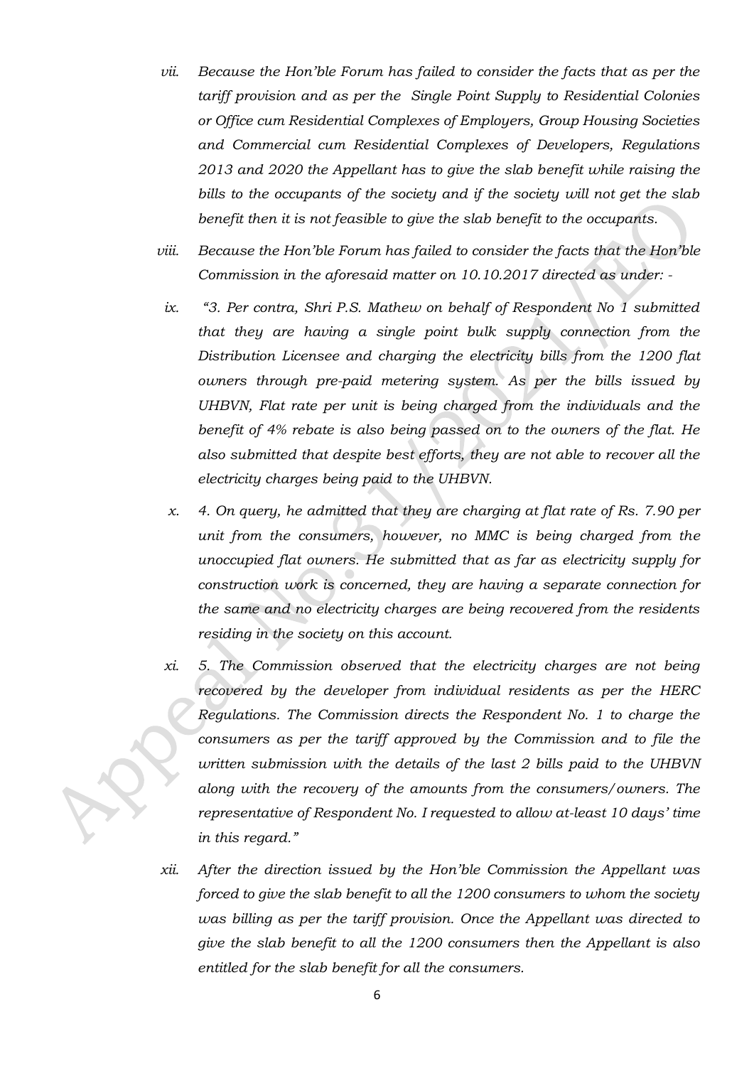- vii. *Because the Hon'ble Forum has failed to consider the facts that as per the tariff provision and as per the Single Point Supply to Residential Colonies or Office cum Residential Complexes of Employers, Group Housing Societies and Commercial cum Residential Complexes of Developers, Regulations 2013 and 2020 the Appellant has to give the slab benefit while raising the bills to the occupants of the society and if the society will not get the slab benefit then it is not feasible to give the slab benefit to the occupants.*
- viii. *Because the Hon'ble Forum has failed to consider the facts that the Hon'ble Commission in the aforesaid matter on 10.10.2017 directed as under: -*
- ix. *"3. Per contra, Shri P.S. Mathew on behalf of Respondent No 1 submitted that they are having a single point bulk supply connection from the Distribution Licensee and charging the electricity bills from the 1200 flat owners through pre-paid metering system. As per the bills issued by UHBVN, Flat rate per unit is being charged from the individuals and the benefit of 4% rebate is also being passed on to the owners of the flat. He also submitted that despite best efforts, they are not able to recover all the electricity charges being paid to the UHBVN.*
- x. *4. On query, he admitted that they are charging at flat rate of Rs. 7.90 per unit from the consumers, however, no MMC is being charged from the unoccupied flat owners. He submitted that as far as electricity supply for construction work is concerned, they are having a separate connection for the same and no electricity charges are being recovered from the residents residing in the society on this account.*
- xi. *5. The Commission observed that the electricity charges are not being recovered by the developer from individual residents as per the HERC Regulations. The Commission directs the Respondent No. 1 to charge the consumers as per the tariff approved by the Commission and to file the written submission with the details of the last 2 bills paid to the UHBVN along with the recovery of the amounts from the consumers/owners. The representative of Respondent No. I requested to allow at-least 10 days' time in this regard."*
- xii. *After the direction issued by the Hon'ble Commission the Appellant was forced to give the slab benefit to all the 1200 consumers to whom the society was billing as per the tariff provision. Once the Appellant was directed to give the slab benefit to all the 1200 consumers then the Appellant is also entitled for the slab benefit for all the consumers.*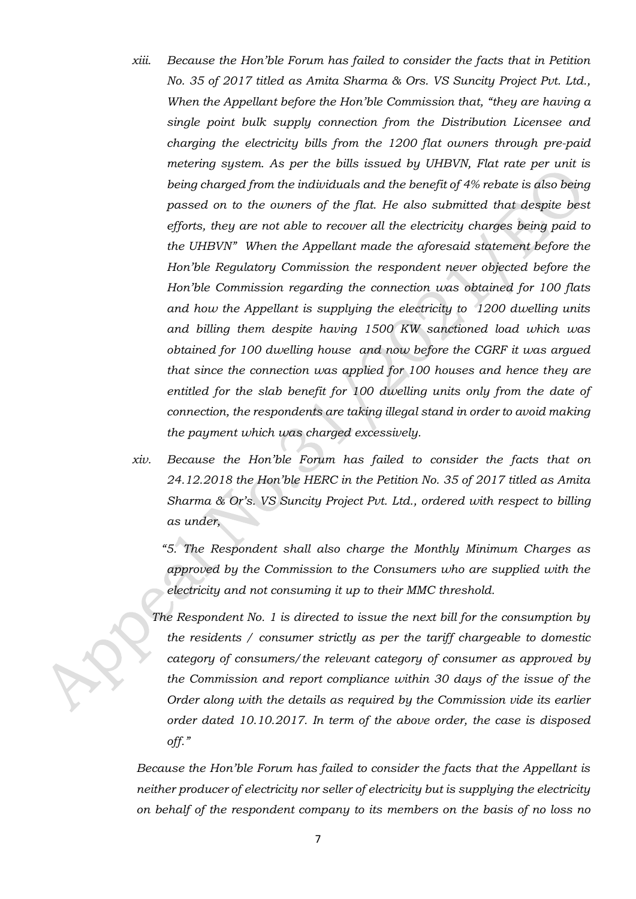xiii. *Because the Hon'ble Forum has failed to consider the facts that in Petition No. 35 of 2017 titled as Amita Sharma & Ors. VS Suncity Project Pvt. Ltd., When the Appellant before the Hon'ble Commission that, "they are having a single point bulk supply connection from the Distribution Licensee and charging the electricity bills from the 1200 flat owners through pre-paid metering system. As per the bills issued by UHBVN, Flat rate per unit is being charged from the individuals and the benefit of 4% rebate is also being passed on to the owners of the flat. He also submitted that despite best efforts, they are not able to recover all the electricity charges being paid to the UHBVN" When the Appellant made the aforesaid statement before the Hon'ble Regulatory Commission the respondent never objected before the Hon'ble Commission regarding the connection was obtained for 100 flats and how the Appellant is supplying the electricity to 1200 dwelling units and billing them despite having 1500 KW sanctioned load which was obtained for 100 dwelling house and now before the CGRF it was argued that since the connection was applied for 100 houses and hence they are entitled for the slab benefit for 100 dwelling units only from the date of connection, the respondents are taking illegal stand in order to avoid making the payment which was charged excessively.*

xiv. *Because the Hon'ble Forum has failed to consider the facts that on 24.12.2018 the Hon'ble HERC in the Petition No. 35 of 2017 titled as Amita Sharma & Or's. VS Suncity Project Pvt. Ltd., ordered with respect to billing as under,*

> *"5. The Respondent shall also charge the Monthly Minimum Charges as approved by the Commission to the Consumers who are supplied with the electricity and not consuming it up to their MMC threshold.*
>
> *The Respondent No. 1 is directed to issue the next bill for the consumption by the residents / consumer strictly as per the tariff chargeable to domestic category of consumers/the relevant category of consumer as approved by the Commission and report compliance within 30 days of the issue of the Order along with the details as required by the Commission vide its earlier order dated 10.10.2017. In term of the above order, the case is disposed off."*

*Because the Hon'ble Forum has failed to consider the facts that the Appellant is neither producer of electricity nor seller of electricity but is supplying the electricity on behalf of the respondent company to its members on the basis of no loss no*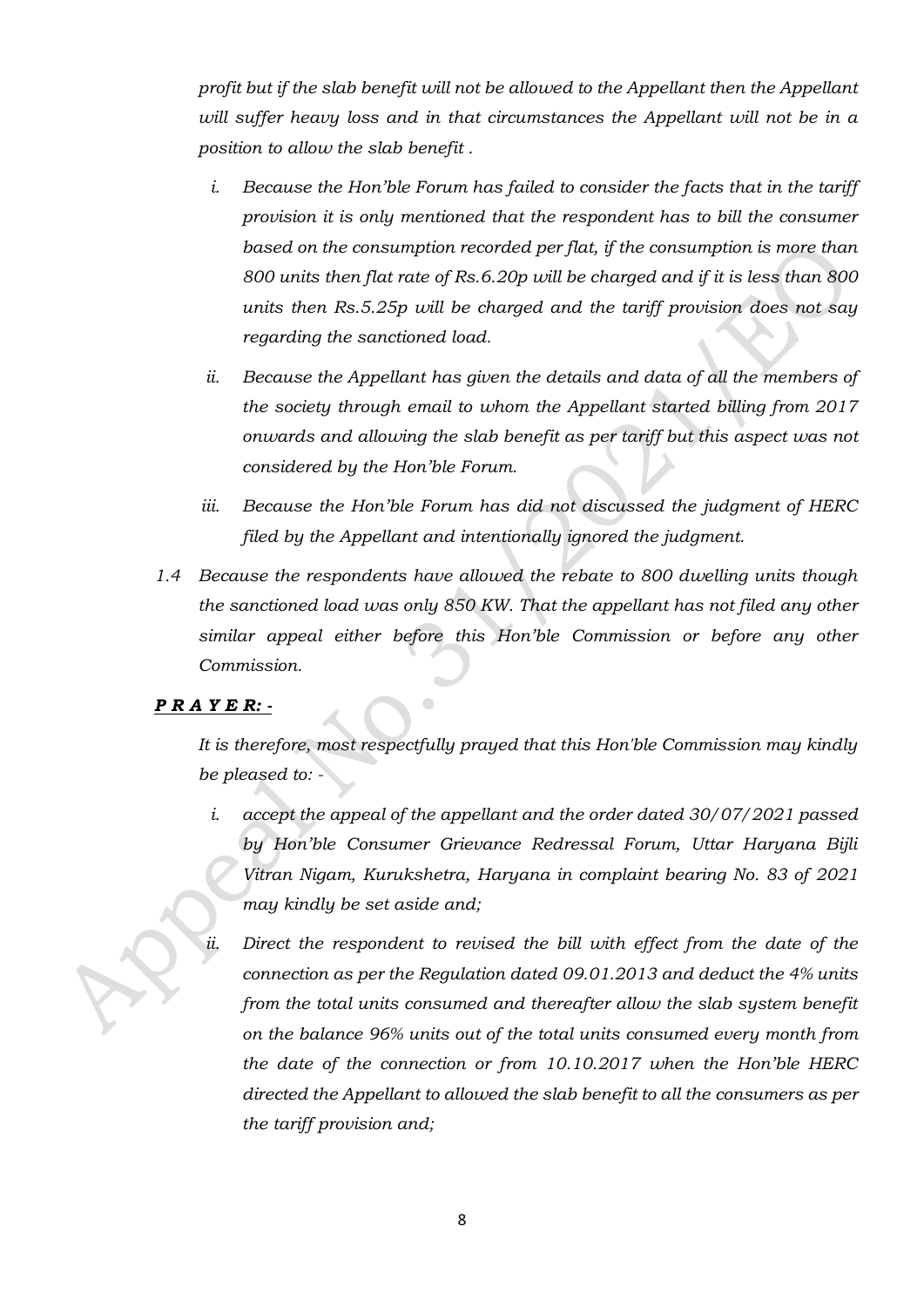*profit but if the slab benefit will not be allowed to the Appellant then the Appellant will suffer heavy loss and in that circumstances the Appellant will not be in a position to allow the slab benefit .*

  i. *Because the Hon'ble Forum has failed to consider the facts that in the tariff provision it is only mentioned that the respondent has to bill the consumer based on the consumption recorded per flat, if the consumption is more than 800 units then flat rate of Rs.6.20p will be charged and if it is less than 800 units then Rs.5.25p will be charged and the tariff provision does not say regarding the sanctioned load.*

  ii. *Because the Appellant has given the details and data of all the members of the society through email to whom the Appellant started billing from 2017 onwards and allowing the slab benefit as per tariff but this aspect was not considered by the Hon'ble Forum.*

  iii. *Because the Hon'ble Forum has did not discussed the judgment of HERC filed by the Appellant and intentionally ignored the judgment.*

1.4 *Because the respondents have allowed the rebate to 800 dwelling units though the sanctioned load was only 850 KW. That the appellant has not filed any other similar appeal either before this Hon'ble Commission or before any other Commission.*

***P R A Y E R: -***

*It is therefore, most respectfully prayed that this Hon'ble Commission may kindly be pleased to: -*

  i. *accept the appeal of the appellant and the order dated 30/07/2021 passed by Hon'ble Consumer Grievance Redressal Forum, Uttar Haryana Bijli Vitran Nigam, Kurukshetra, Haryana in complaint bearing No. 83 of 2021 may kindly be set aside and;*

  ii. *Direct the respondent to revised the bill with effect from the date of the connection as per the Regulation dated 09.01.2013 and deduct the 4% units from the total units consumed and thereafter allow the slab system benefit on the balance 96% units out of the total units consumed every month from the date of the connection or from 10.10.2017 when the Hon'ble HERC directed the Appellant to allowed the slab benefit to all the consumers as per the tariff provision and;*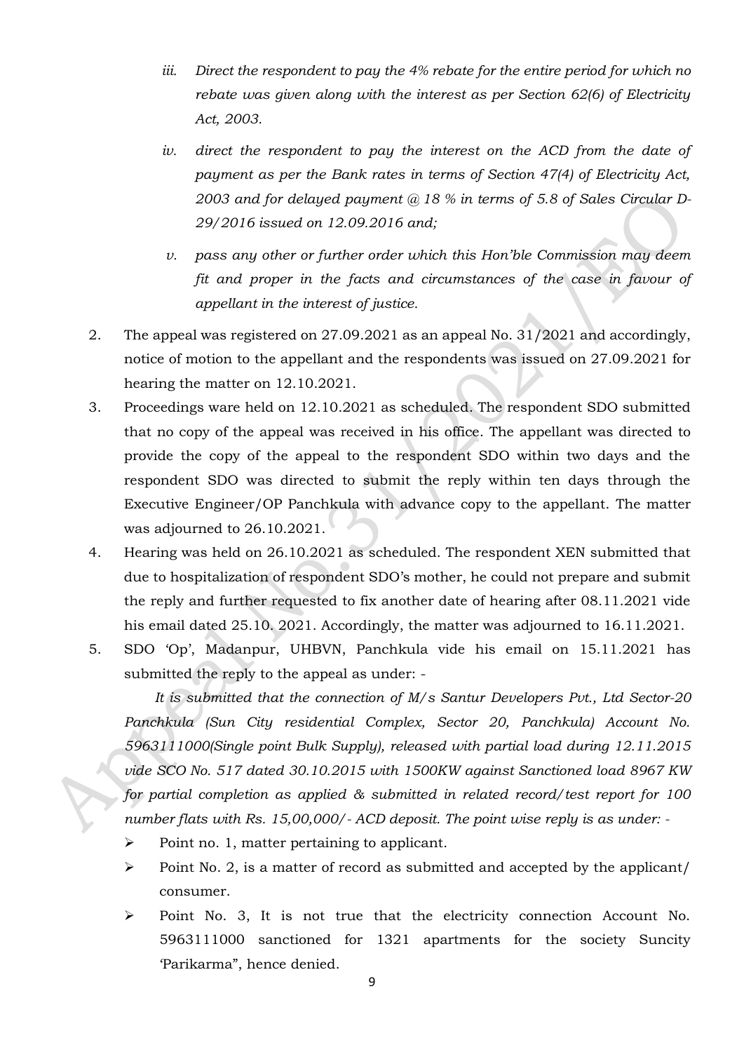iii. *Direct the respondent to pay the 4% rebate for the entire period for which no rebate was given along with the interest as per Section 62(6) of Electricity Act, 2003.*

iv. *direct the respondent to pay the interest on the ACD from the date of payment as per the Bank rates in terms of Section 47(4) of Electricity Act, 2003 and for delayed payment @ 18 % in terms of 5.8 of Sales Circular D-29/2016 issued on 12.09.2016 and;*

v. *pass any other or further order which this Hon'ble Commission may deem fit and proper in the facts and circumstances of the case in favour of appellant in the interest of justice.*

2. The appeal was registered on 27.09.2021 as an appeal No. 31/2021 and accordingly, notice of motion to the appellant and the respondents was issued on 27.09.2021 for hearing the matter on 12.10.2021.

3. Proceedings ware held on 12.10.2021 as scheduled. The respondent SDO submitted that no copy of the appeal was received in his office. The appellant was directed to provide the copy of the appeal to the respondent SDO within two days and the respondent SDO was directed to submit the reply within ten days through the Executive Engineer/OP Panchkula with advance copy to the appellant. The matter was adjourned to 26.10.2021.

4. Hearing was held on 26.10.2021 as scheduled. The respondent XEN submitted that due to hospitalization of respondent SDO's mother, he could not prepare and submit the reply and further requested to fix another date of hearing after 08.11.2021 vide his email dated 25.10. 2021. Accordingly, the matter was adjourned to 16.11.2021.

5. SDO 'Op', Madanpur, UHBVN, Panchkula vide his email on 15.11.2021 has submitted the reply to the appeal as under: -

*It is submitted that the connection of M/s Santur Developers Pvt., Ltd Sector-20 Panchkula (Sun City residential Complex, Sector 20, Panchkula) Account No. 5963111000(Single point Bulk Supply), released with partial load during 12.11.2015 vide SCO No. 517 dated 30.10.2015 with 1500KW against Sanctioned load 8967 KW for partial completion as applied & submitted in related record/test report for 100 number flats with Rs. 15,00,000/- ACD deposit. The point wise reply is as under: -*

- Point no. 1, matter pertaining to applicant.
- Point No. 2, is a matter of record as submitted and accepted by the applicant/ consumer.
- Point No. 3, It is not true that the electricity connection Account No. 5963111000 sanctioned for 1321 apartments for the society Suncity 'Parikarma", hence denied.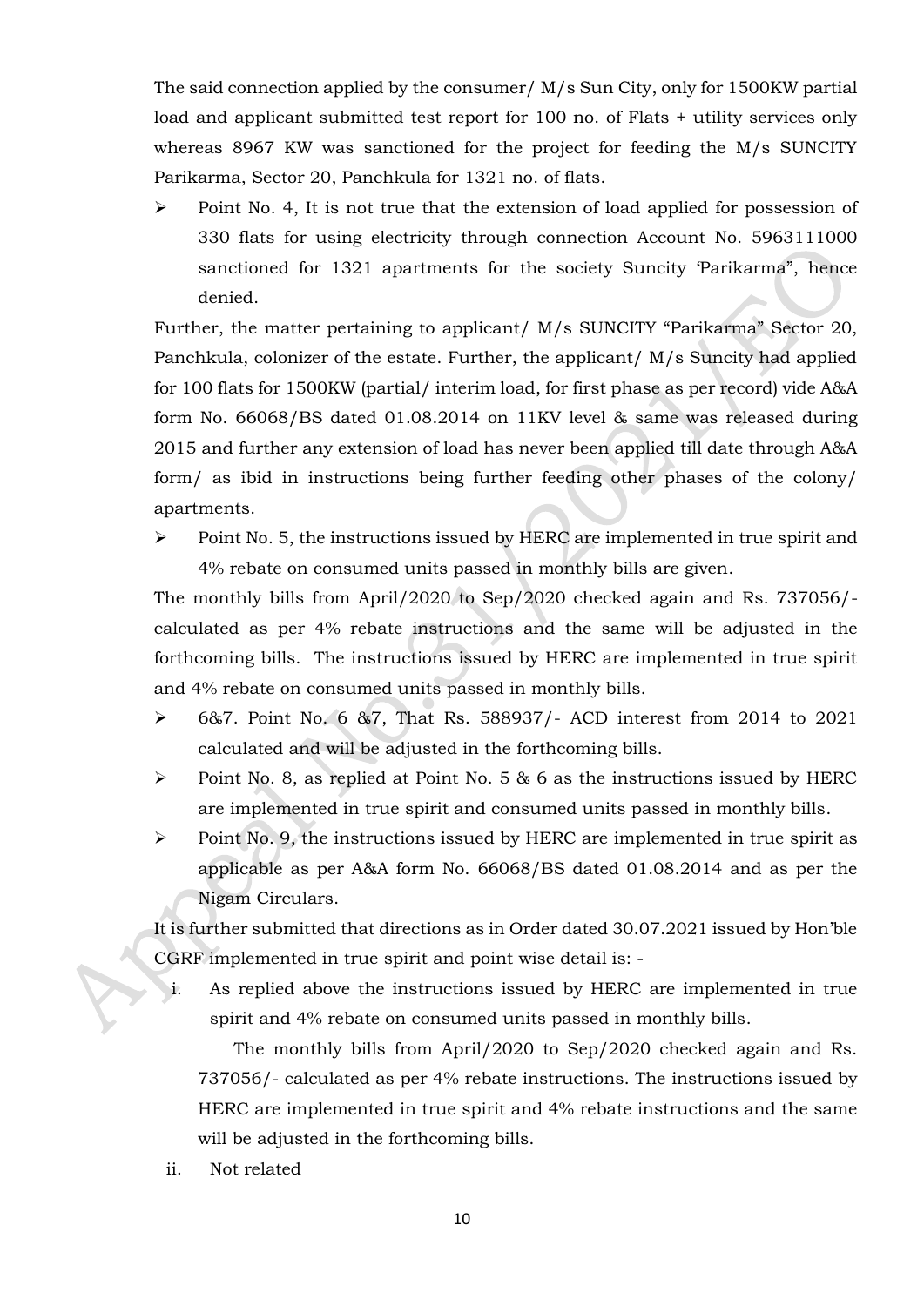The said connection applied by the consumer/ M/s Sun City, only for 1500KW partial load and applicant submitted test report for 100 no. of Flats + utility services only whereas 8967 KW was sanctioned for the project for feeding the M/s SUNCITY Parikarma, Sector 20, Panchkula for 1321 no. of flats.

- Point No. 4, It is not true that the extension of load applied for possession of 330 flats for using electricity through connection Account No. 5963111000 sanctioned for 1321 apartments for the society Suncity 'Parikarma", hence denied.

Further, the matter pertaining to applicant/ M/s SUNCITY "Parikarma" Sector 20, Panchkula, colonizer of the estate. Further, the applicant/ M/s Suncity had applied for 100 flats for 1500KW (partial/ interim load, for first phase as per record) vide A&A form No. 66068/BS dated 01.08.2014 on 11KV level & same was released during 2015 and further any extension of load has never been applied till date through A&A form/ as ibid in instructions being further feeding other phases of the colony/ apartments.

- Point No. 5, the instructions issued by HERC are implemented in true spirit and 4% rebate on consumed units passed in monthly bills are given.

The monthly bills from April/2020 to Sep/2020 checked again and Rs. 737056/- calculated as per 4% rebate instructions and the same will be adjusted in the forthcoming bills. The instructions issued by HERC are implemented in true spirit and 4% rebate on consumed units passed in monthly bills.

- 6&7. Point No. 6 &7, That Rs. 588937/- ACD interest from 2014 to 2021 calculated and will be adjusted in the forthcoming bills.
- Point No. 8, as replied at Point No. 5 & 6 as the instructions issued by HERC are implemented in true spirit and consumed units passed in monthly bills.
- Point No. 9, the instructions issued by HERC are implemented in true spirit as applicable as per A&A form No. 66068/BS dated 01.08.2014 and as per the Nigam Circulars.

It is further submitted that directions as in Order dated 30.07.2021 issued by Hon'ble CGRF implemented in true spirit and point wise detail is: -

i. As replied above the instructions issued by HERC are implemented in true spirit and 4% rebate on consumed units passed in monthly bills.

   The monthly bills from April/2020 to Sep/2020 checked again and Rs. 737056/- calculated as per 4% rebate instructions. The instructions issued by HERC are implemented in true spirit and 4% rebate instructions and the same will be adjusted in the forthcoming bills.

ii. Not related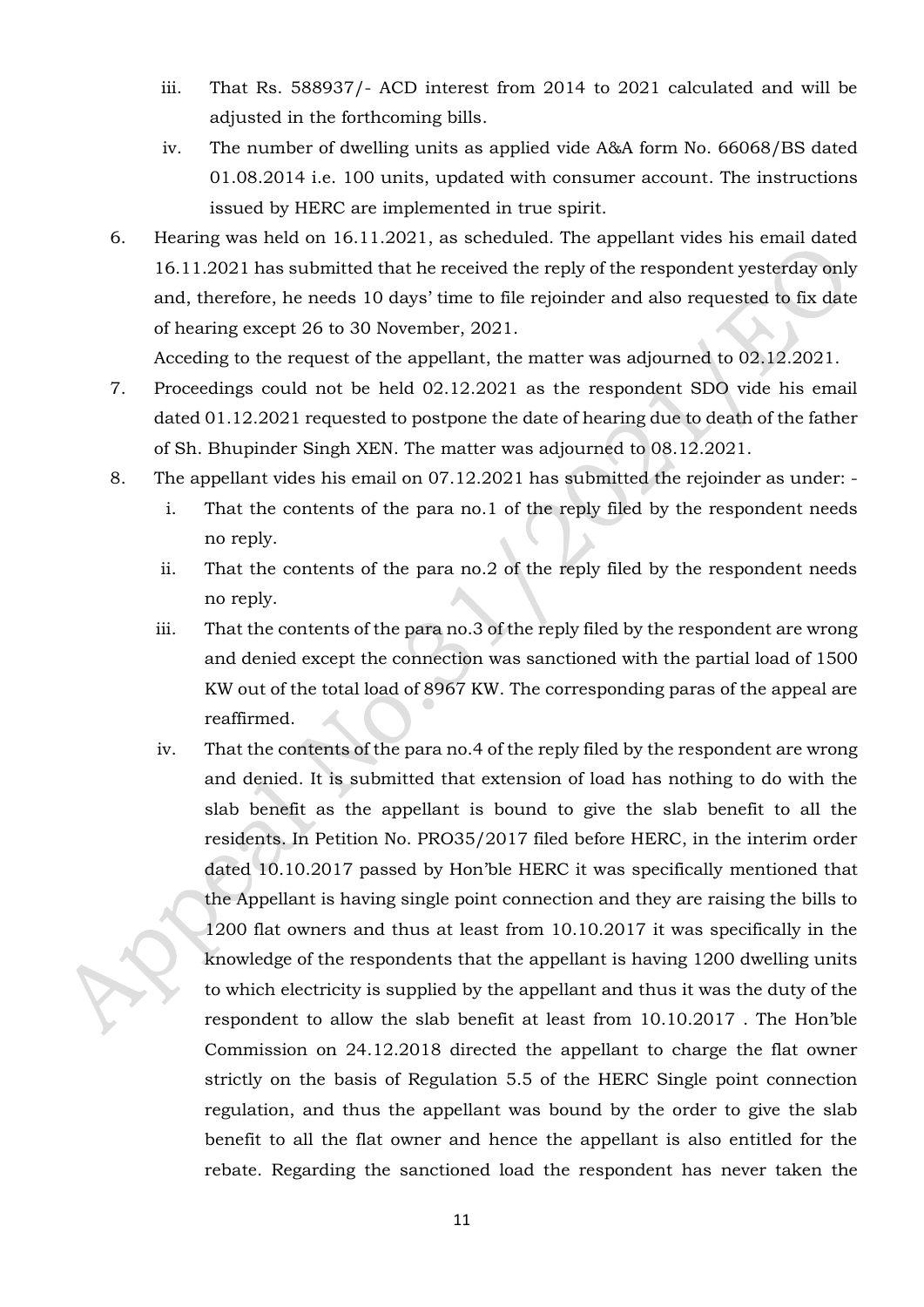iii. That Rs. 588937/- ACD interest from 2014 to 2021 calculated and will be adjusted in the forthcoming bills.

iv. The number of dwelling units as applied vide A&A form No. 66068/BS dated 01.08.2014 i.e. 100 units, updated with consumer account. The instructions issued by HERC are implemented in true spirit.

6. Hearing was held on 16.11.2021, as scheduled. The appellant vides his email dated 16.11.2021 has submitted that he received the reply of the respondent yesterday only and, therefore, he needs 10 days' time to file rejoinder and also requested to fix date of hearing except 26 to 30 November, 2021.

   Acceding to the request of the appellant, the matter was adjourned to 02.12.2021.

7. Proceedings could not be held 02.12.2021 as the respondent SDO vide his email dated 01.12.2021 requested to postpone the date of hearing due to death of the father of Sh. Bhupinder Singh XEN. The matter was adjourned to 08.12.2021.

8. The appellant vides his email on 07.12.2021 has submitted the rejoinder as under: -

   i. That the contents of the para no.1 of the reply filed by the respondent needs no reply.

   ii. That the contents of the para no.2 of the reply filed by the respondent needs no reply.

   iii. That the contents of the para no.3 of the reply filed by the respondent are wrong and denied except the connection was sanctioned with the partial load of 1500 KW out of the total load of 8967 KW. The corresponding paras of the appeal are reaffirmed.

   iv. That the contents of the para no.4 of the reply filed by the respondent are wrong and denied. It is submitted that extension of load has nothing to do with the slab benefit as the appellant is bound to give the slab benefit to all the residents. In Petition No. PRO35/2017 filed before HERC, in the interim order dated 10.10.2017 passed by Hon'ble HERC it was specifically mentioned that the Appellant is having single point connection and they are raising the bills to 1200 flat owners and thus at least from 10.10.2017 it was specifically in the knowledge of the respondents that the appellant is having 1200 dwelling units to which electricity is supplied by the appellant and thus it was the duty of the respondent to allow the slab benefit at least from 10.10.2017 . The Hon'ble Commission on 24.12.2018 directed the appellant to charge the flat owner strictly on the basis of Regulation 5.5 of the HERC Single point connection regulation, and thus the appellant was bound by the order to give the slab benefit to all the flat owner and hence the appellant is also entitled for the rebate. Regarding the sanctioned load the respondent has never taken the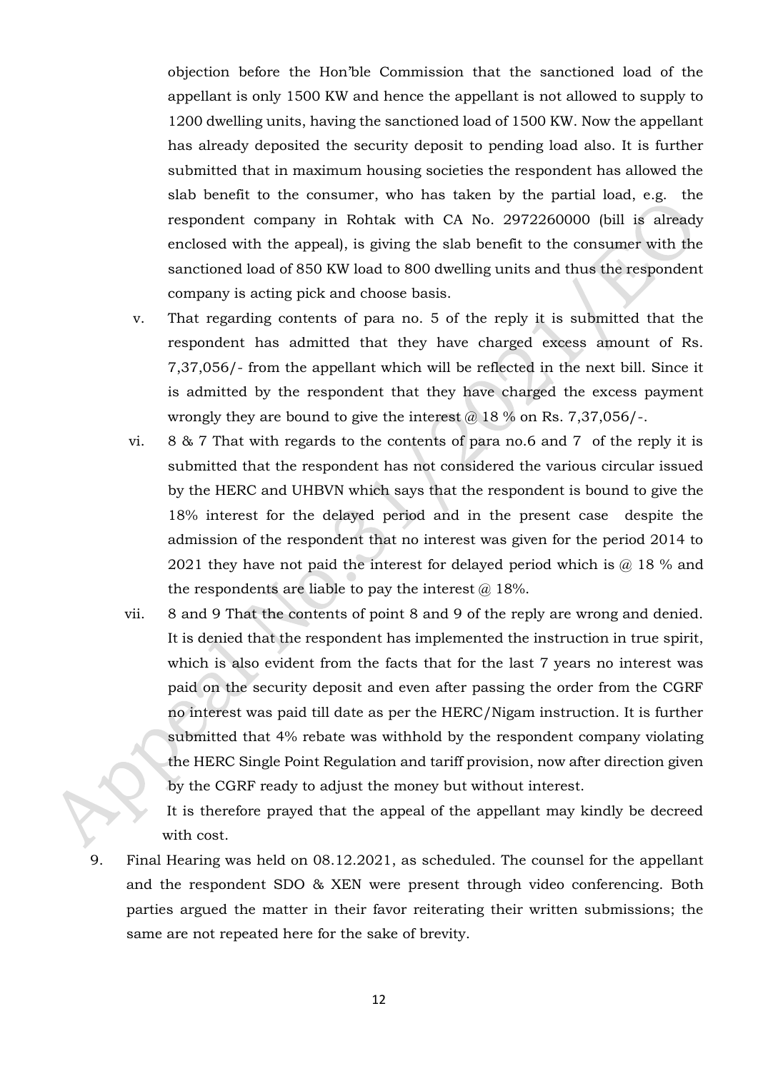objection before the Hon'ble Commission that the sanctioned load of the appellant is only 1500 KW and hence the appellant is not allowed to supply to 1200 dwelling units, having the sanctioned load of 1500 KW. Now the appellant has already deposited the security deposit to pending load also. It is further submitted that in maximum housing societies the respondent has allowed the slab benefit to the consumer, who has taken by the partial load, e.g. the respondent company in Rohtak with CA No. 2972260000 (bill is already enclosed with the appeal), is giving the slab benefit to the consumer with the sanctioned load of 850 KW load to 800 dwelling units and thus the respondent company is acting pick and choose basis.

v. That regarding contents of para no. 5 of the reply it is submitted that the respondent has admitted that they have charged excess amount of Rs. 7,37,056/- from the appellant which will be reflected in the next bill. Since it is admitted by the respondent that they have charged the excess payment wrongly they are bound to give the interest @ 18 % on Rs. 7,37,056/-.

vi. 8 & 7 That with regards to the contents of para no.6 and 7 of the reply it is submitted that the respondent has not considered the various circular issued by the HERC and UHBVN which says that the respondent is bound to give the 18% interest for the delayed period and in the present case despite the admission of the respondent that no interest was given for the period 2014 to 2021 they have not paid the interest for delayed period which is @ 18 % and the respondents are liable to pay the interest @ 18%.

vii. 8 and 9 That the contents of point 8 and 9 of the reply are wrong and denied. It is denied that the respondent has implemented the instruction in true spirit, which is also evident from the facts that for the last 7 years no interest was paid on the security deposit and even after passing the order from the CGRF no interest was paid till date as per the HERC/Nigam instruction. It is further submitted that 4% rebate was withhold by the respondent company violating the HERC Single Point Regulation and tariff provision, now after direction given by the CGRF ready to adjust the money but without interest.

It is therefore prayed that the appeal of the appellant may kindly be decreed with cost.

9. Final Hearing was held on 08.12.2021, as scheduled. The counsel for the appellant and the respondent SDO & XEN were present through video conferencing. Both parties argued the matter in their favor reiterating their written submissions; the same are not repeated here for the sake of brevity.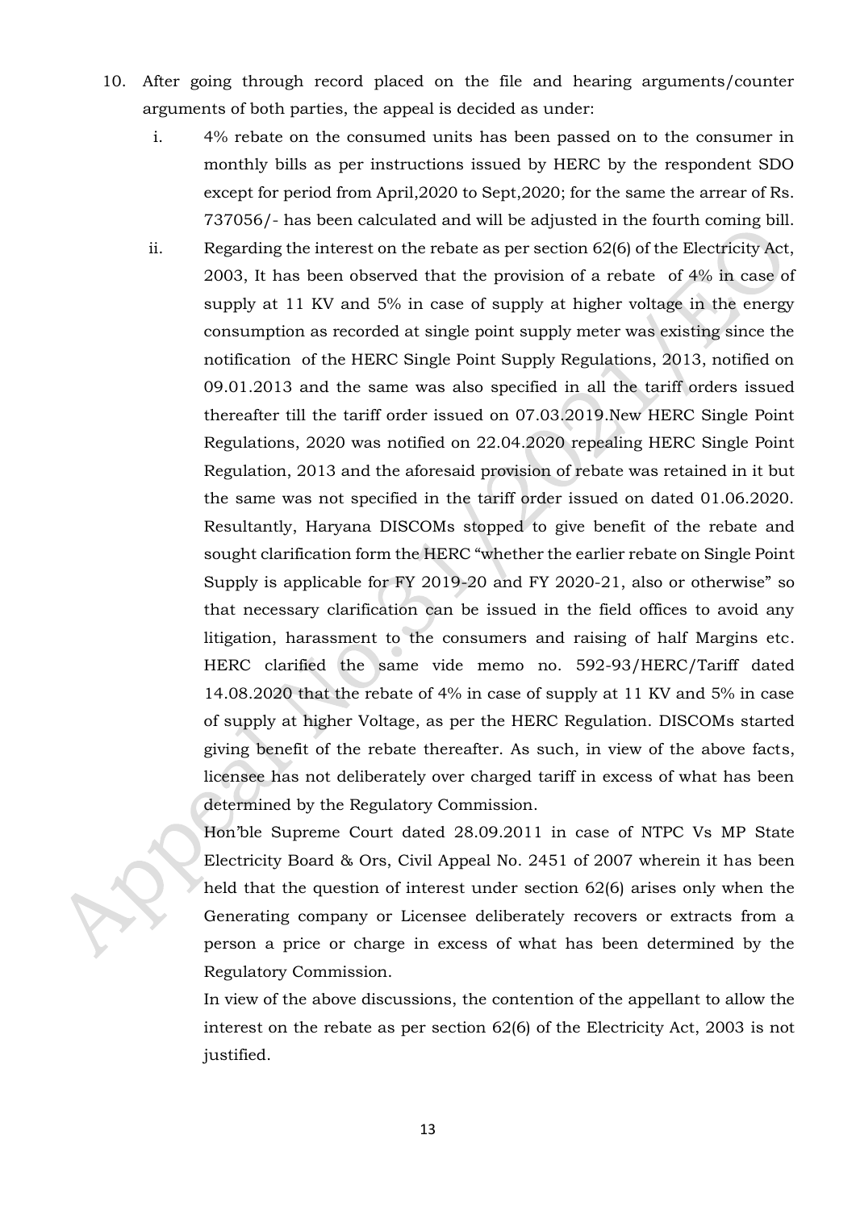10. After going through record placed on the file and hearing arguments/counter arguments of both parties, the appeal is decided as under:

    i. 4% rebate on the consumed units has been passed on to the consumer in monthly bills as per instructions issued by HERC by the respondent SDO except for period from April,2020 to Sept,2020; for the same the arrear of Rs. 737056/- has been calculated and will be adjusted in the fourth coming bill.

    ii. Regarding the interest on the rebate as per section 62(6) of the Electricity Act, 2003, It has been observed that the provision of a rebate of 4% in case of supply at 11 KV and 5% in case of supply at higher voltage in the energy consumption as recorded at single point supply meter was existing since the notification of the HERC Single Point Supply Regulations, 2013, notified on 09.01.2013 and the same was also specified in all the tariff orders issued thereafter till the tariff order issued on 07.03.2019.New HERC Single Point Regulations, 2020 was notified on 22.04.2020 repealing HERC Single Point Regulation, 2013 and the aforesaid provision of rebate was retained in it but the same was not specified in the tariff order issued on dated 01.06.2020. Resultantly, Haryana DISCOMs stopped to give benefit of the rebate and sought clarification form the HERC "whether the earlier rebate on Single Point Supply is applicable for FY 2019-20 and FY 2020-21, also or otherwise" so that necessary clarification can be issued in the field offices to avoid any litigation, harassment to the consumers and raising of half Margins etc. HERC clarified the same vide memo no. 592-93/HERC/Tariff dated 14.08.2020 that the rebate of 4% in case of supply at 11 KV and 5% in case of supply at higher Voltage, as per the HERC Regulation. DISCOMs started giving benefit of the rebate thereafter. As such, in view of the above facts, licensee has not deliberately over charged tariff in excess of what has been determined by the Regulatory Commission.

       Hon'ble Supreme Court dated 28.09.2011 in case of NTPC Vs MP State Electricity Board & Ors, Civil Appeal No. 2451 of 2007 wherein it has been held that the question of interest under section 62(6) arises only when the Generating company or Licensee deliberately recovers or extracts from a person a price or charge in excess of what has been determined by the Regulatory Commission.

       In view of the above discussions, the contention of the appellant to allow the interest on the rebate as per section 62(6) of the Electricity Act, 2003 is not justified.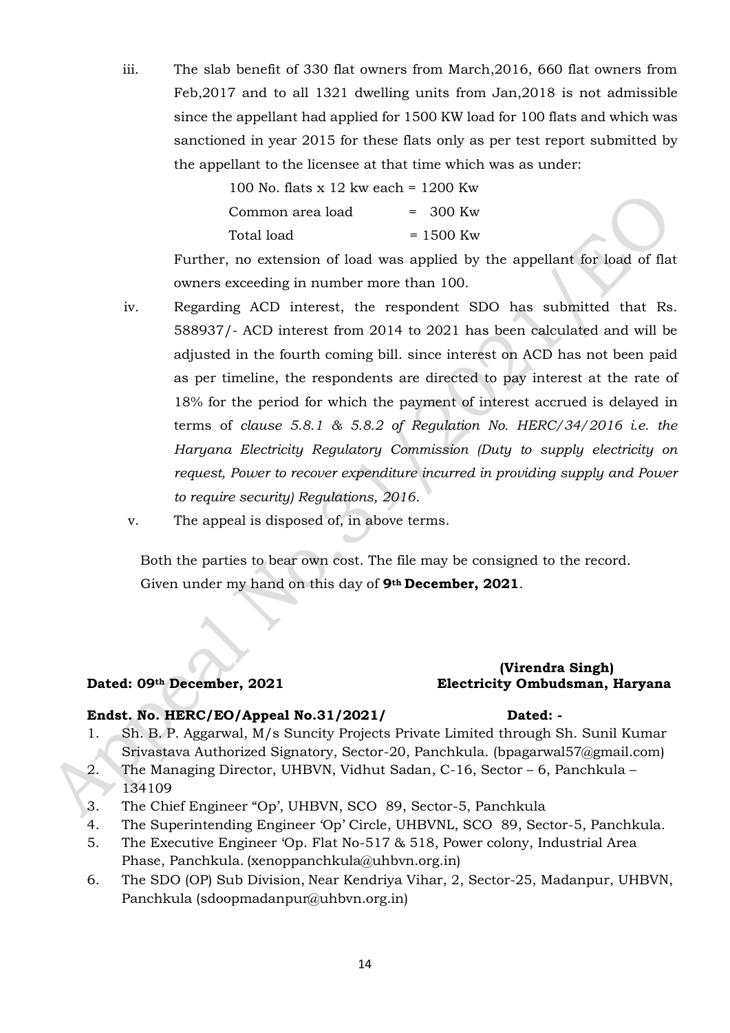iii. The slab benefit of 330 flat owners from March,2016, 660 flat owners from Feb,2017 and to all 1321 dwelling units from Jan,2018 is not admissible since the appellant had applied for 1500 KW load for 100 flats and which was sanctioned in year 2015 for these flats only as per test report submitted by the appellant to the licensee at that time which was as under:

| | |
|---|---|
| 100 No. flats x 12 kw each | = 1200 Kw |
| Common area load | = 300 Kw |
| Total load | = 1500 Kw |

Further, no extension of load was applied by the appellant for load of flat owners exceeding in number more than 100.

iv. Regarding ACD interest, the respondent SDO has submitted that Rs. 588937/- ACD interest from 2014 to 2021 has been calculated and will be adjusted in the fourth coming bill. since interest on ACD has not been paid as per timeline, the respondents are directed to pay interest at the rate of 18% for the period for which the payment of interest accrued is delayed in terms of *clause 5.8.1 & 5.8.2 of Regulation No. HERC/34/2016 i.e. the Haryana Electricity Regulatory Commission (Duty to supply electricity on request, Power to recover expenditure incurred in providing supply and Power to require security) Regulations, 2016*.

v. The appeal is disposed of, in above terms.

Both the parties to bear own cost. The file may be consigned to the record.
Given under my hand on this day of **9th December, 2021**.

**(Virendra Singh)**
**Electricity Ombudsman, Haryana**

**Dated: 09th December, 2021**

**Endst. No. HERC/EO/Appeal No.31/2021/** **Dated: -**

1. Sh. B. P. Aggarwal, M/s Suncity Projects Private Limited through Sh. Sunil Kumar Srivastava Authorized Signatory, Sector-20, Panchkula. (bpagarwal57@gmail.com)
2. The Managing Director, UHBVN, Vidhut Sadan, C-16, Sector – 6, Panchkula – 134109
3. The Chief Engineer "Op', UHBVN, SCO 89, Sector-5, Panchkula
4. The Superintending Engineer 'Op' Circle, UHBVNL, SCO 89, Sector-5, Panchkula.
5. The Executive Engineer 'Op. Flat No-517 & 518, Power colony, Industrial Area Phase, Panchkula. (xenoppanchkula@uhbvn.org.in)
6. The SDO (OP) Sub Division, Near Kendriya Vihar, 2, Sector-25, Madanpur, UHBVN, Panchkula (sdoopmadanpur@uhbvn.org.in)